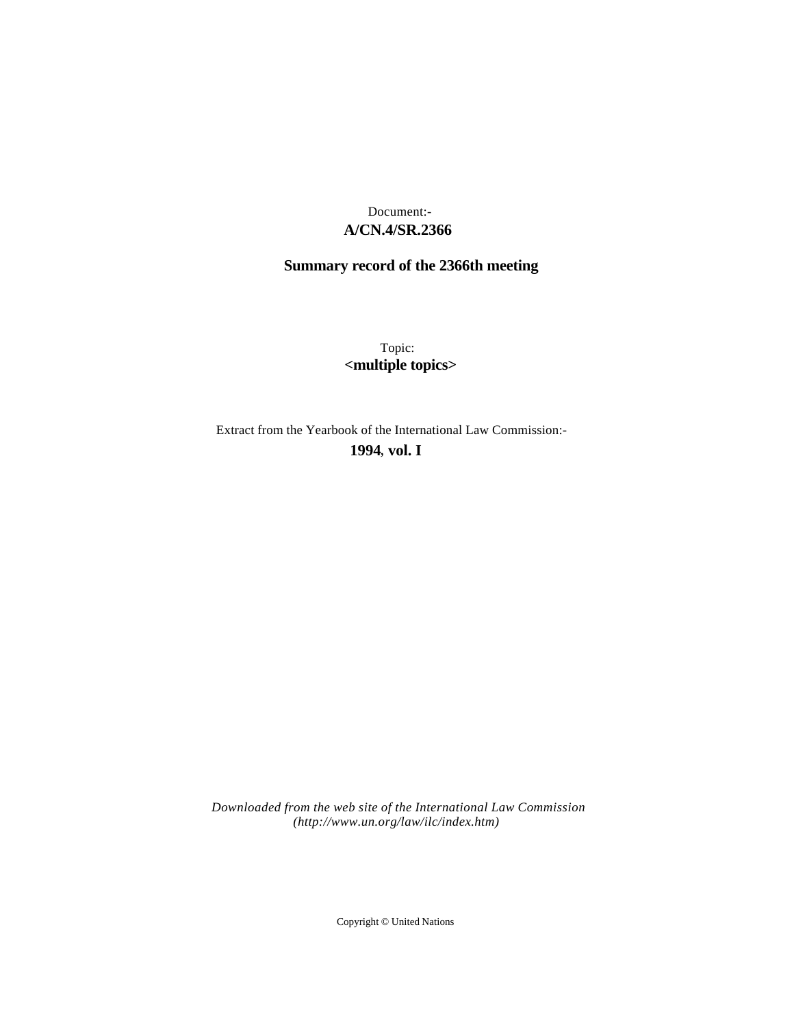Document:-
**A/CN.4/SR.2366**

**Summary record of the 2366th meeting**

Topic:
**<multiple topics>**

Extract from the Yearbook of the International Law Commission:-
**1994, vol. I**

*Downloaded from the web site of the International Law Commission (http://www.un.org/law/ilc/index.htm)*

Copyright © United Nations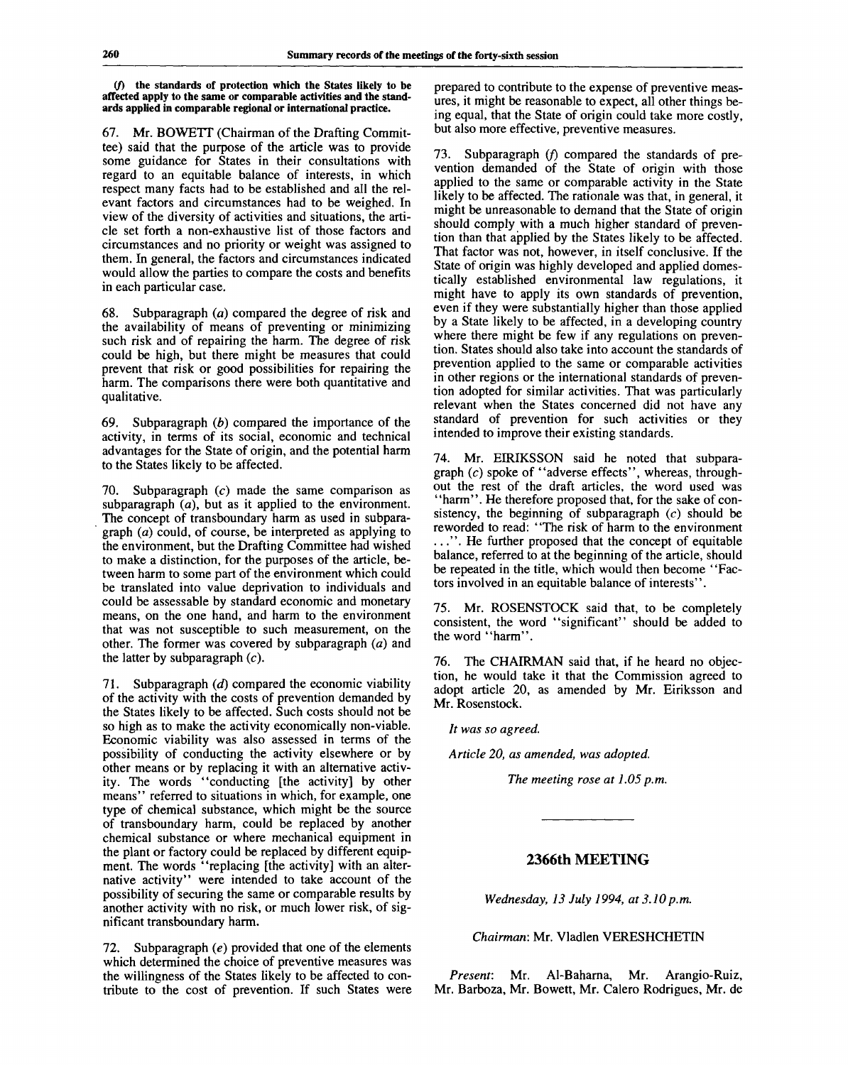**(f) the standards of protection which the States likely to be affected apply to the same or comparable activities and the standards applied in comparable regional or international practice.**

67. Mr. BOWETT (Chairman of the Drafting Committee) said that the purpose of the article was to provide some guidance for States in their consultations with regard to an equitable balance of interests, in which respect many facts had to be established and all the relevant factors and circumstances had to be weighed. In view of the diversity of activities and situations, the article set forth a non-exhaustive list of those factors and circumstances and no priority or weight was assigned to them. In general, the factors and circumstances indicated would allow the parties to compare the costs and benefits in each particular case.

68. Subparagraph (*a*) compared the degree of risk and the availability of means of preventing or minimizing such risk and of repairing the harm. The degree of risk could be high, but there might be measures that could prevent that risk or good possibilities for repairing the harm. The comparisons there were both quantitative and qualitative.

69. Subparagraph (*b*) compared the importance of the activity, in terms of its social, economic and technical advantages for the State of origin, and the potential harm to the States likely to be affected.

70. Subparagraph (*c*) made the same comparison as subparagraph (*a*), but as it applied to the environment. The concept of transboundary harm as used in subparagraph (*a*) could, of course, be interpreted as applying to the environment, but the Drafting Committee had wished to make a distinction, for the purposes of the article, between harm to some part of the environment which could be translated into value deprivation to individuals and could be assessable by standard economic and monetary means, on the one hand, and harm to the environment that was not susceptible to such measurement, on the other. The former was covered by subparagraph (*a*) and the latter by subparagraph (*c*).

71. Subparagraph (*d*) compared the economic viability of the activity with the costs of prevention demanded by the States likely to be affected. Such costs should not be so high as to make the activity economically non-viable. Economic viability was also assessed in terms of the possibility of conducting the activity elsewhere or by other means or by replacing it with an alternative activity. The words "conducting [the activity] by other means" referred to situations in which, for example, one type of chemical substance, which might be the source of transboundary harm, could be replaced by another chemical substance or where mechanical equipment in the plant or factory could be replaced by different equipment. The words "replacing [the activity] with an alternative activity" were intended to take account of the possibility of securing the same or comparable results by another activity with no risk, or much lower risk, of significant transboundary harm.

72. Subparagraph (*e*) provided that one of the elements which determined the choice of preventive measures was the willingness of the States likely to be affected to contribute to the cost of prevention. If such States were prepared to contribute to the expense of preventive measures, it might be reasonable to expect, all other things being equal, that the State of origin could take more costly, but also more effective, preventive measures.

73. Subparagraph (*f*) compared the standards of prevention demanded of the State of origin with those applied to the same or comparable activity in the State likely to be affected. The rationale was that, in general, it might be unreasonable to demand that the State of origin should comply with a much higher standard of prevention than that applied by the States likely to be affected. That factor was not, however, in itself conclusive. If the State of origin was highly developed and applied domestically established environmental law regulations, it might have to apply its own standards of prevention, even if they were substantially higher than those applied by a State likely to be affected, in a developing country where there might be few if any regulations on prevention. States should also take into account the standards of prevention applied to the same or comparable activities in other regions or the international standards of prevention adopted for similar activities. That was particularly relevant when the States concerned did not have any standard of prevention for such activities or they intended to improve their existing standards.

74. Mr. EIRIKSSON said he noted that subparagraph (*c*) spoke of "adverse effects", whereas, throughout the rest of the draft articles, the word used was "harm". He therefore proposed that, for the sake of consistency, the beginning of subparagraph (*c*) should be reworded to read: "The risk of harm to the environment ...". He further proposed that the concept of equitable balance, referred to at the beginning of the article, should be repeated in the title, which would then become "Factors involved in an equitable balance of interests".

75. Mr. ROSENSTOCK said that, to be completely consistent, the word "significant" should be added to the word "harm".

76. The CHAIRMAN said that, if he heard no objection, he would take it that the Commission agreed to adopt article 20, as amended by Mr. Eiriksson and Mr. Rosenstock.

*It was so agreed.*

*Article 20, as amended, was adopted.*

*The meeting rose at 1.05 p.m.*

---

## 2366th MEETING

*Wednesday, 13 July 1994, at 3.10 p.m.*

*Chairman*: Mr. Vladlen VERESHCHETIN

*Present*: Mr. Al-Baharna, Mr. Arangio-Ruiz, Mr. Barboza, Mr. Bowett, Mr. Calero Rodrigues, Mr. de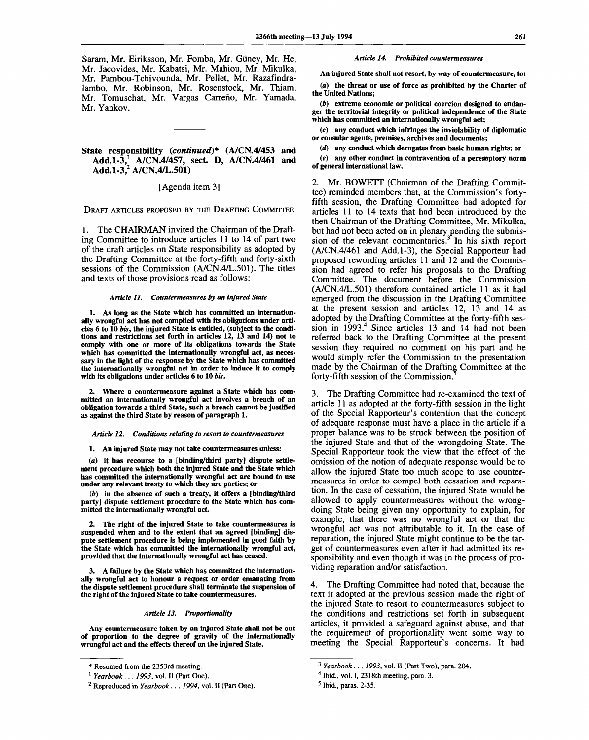Saram, Mr. Eiriksson, Mr. Fomba, Mr. Güney, Mr. He, Mr. Jacovides, Mr. Kabatsi, Mr. Mahiou, Mr. Mikulka, Mr. Pambou-Tchivounda, Mr. Pellet, Mr. Razafindralambo, Mr. Robinson, Mr. Rosenstock, Mr. Thiam, Mr. Tomuschat, Mr. Vargas Carreño, Mr. Yamada, Mr. Yankov.

## State responsibility (*continued*)* (A/CN.4/453 and Add.1-3,[1] A/CN.4/457, sect. D, A/CN.4/461 and Add.1-3,[2] A/CN.4/L.501)

[Agenda item 3]

DRAFT ARTICLES PROPOSED BY THE DRAFTING COMMITTEE

1. The CHAIRMAN invited the Chairman of the Drafting Committee to introduce articles 11 to 14 of part two of the draft articles on State responsibility as adopted by the Drafting Committee at the forty-fifth and forty-sixth sessions of the Commission (A/CN.4/L.501). The titles and texts of those provisions read as follows:

*Article 11. Countermeasures by an injured State*

**1. As long as the State which has committed an internationally wrongful act has not complied with its obligations under articles 6 to 10 *bis*, the injured State is entitled, (subject to the conditions and restrictions set forth in articles 12, 13 and 14) not to comply with one or more of its obligations towards the State which has committed the internationally wrongful act, as necessary in the light of the response by the State which has committed the internationally wrongful act in order to induce it to comply with its obligations under articles 6 to 10 *bis*.**

**2. Where a countermeasure against a State which has committed an internationally wrongful act involves a breach of an obligation towards a third State, such a breach cannot be justified as against the third State by reason of paragraph 1.**

*Article 12. Conditions relating to resort to countermeasures*

**1. An injured State may not take countermeasures unless:**

**(*a*) it has recourse to a [binding/third party] dispute settlement procedure which both the injured State and the State which has committed the internationally wrongful act are bound to use under any relevant treaty to which they are parties; or**

**(*b*) in the absence of such a treaty, it offers a [binding/third party] dispute settlement procedure to the State which has committed the internationally wrongful act.**

**2. The right of the injured State to take countermeasures is suspended when and to the extent that an agreed [binding] dispute settlement procedure is being implemented in good faith by the State which has committed the internationally wrongful act, provided that the internationally wrongful act has ceased.**

**3. A failure by the State which has committed the internationally wrongful act to honour a request or order emanating from the dispute settlement procedure shall terminate the suspension of the right of the injured State to take countermeasures.**

*Article 13. Proportionality*

**Any countermeasure taken by an injured State shall not be out of proportion to the degree of gravity of the internationally wrongful act and the effects thereof on the injured State.**

*Article 14. Prohibited countermeasures*

**An injured State shall not resort, by way of countermeasure, to:**

**(*a*) the threat or use of force as prohibited by the Charter of the United Nations;**

**(*b*) extreme economic or political coercion designed to endanger the territorial integrity or political independence of the State which has committed an internationally wrongful act;**

**(*c*) any conduct which infringes the inviolability of diplomatic or consular agents, premises, archives and documents;**

**(*d*) any conduct which derogates from basic human rights; or**

**(*e*) any other conduct in contravention of a peremptory norm of general international law.**

2. Mr. BOWETT (Chairman of the Drafting Committee) reminded members that, at the Commission's forty-fifth session, the Drafting Committee had adopted for articles 11 to 14 texts that had been introduced by the then Chairman of the Drafting Committee, Mr. Mikulka, but had not been acted on in plenary pending the submission of the relevant commentaries.[3] In his sixth report (A/CN.4/461 and Add.1-3), the Special Rapporteur had proposed rewording articles 11 and 12 and the Commission had agreed to refer his proposals to the Drafting Committee. The document before the Commission (A/CN.4/L.501) therefore contained article 11 as it had emerged from the discussion in the Drafting Committee at the present session and articles 12, 13 and 14 as adopted by the Drafting Committee at the forty-fifth session in 1993.[4] Since articles 13 and 14 had not been referred back to the Drafting Committee at the present session they required no comment on his part and he would simply refer the Commission to the presentation made by the Chairman of the Drafting Committee at the forty-fifth session of the Commission.[5]

3. The Drafting Committee had re-examined the text of article 11 as adopted at the forty-fifth session in the light of the Special Rapporteur's contention that the concept of adequate response must have a place in the article if a proper balance was to be struck between the position of the injured State and that of the wrongdoing State. The Special Rapporteur took the view that the effect of the omission of the notion of adequate response would be to allow the injured State too much scope to use countermeasures in order to compel both cessation and reparation. In the case of cessation, the injured State would be allowed to apply countermeasures without the wrongdoing State being given any opportunity to explain, for example, that there was no wrongful act or that the wrongful act was not attributable to it. In the case of reparation, the injured State might continue to be the target of countermeasures even after it had admitted its responsibility and even though it was in the process of providing reparation and/or satisfaction.

4. The Drafting Committee had noted that, because the text it adopted at the previous session made the right of the injured State to resort to countermeasures subject to the conditions and restrictions set forth in subsequent articles, it provided a safeguard against abuse, and that the requirement of proportionality went some way to meeting the Special Rapporteur's concerns. It had

---

\* Resumed from the 2353rd meeting.

[1] *Yearbook . . . 1993*, vol. II (Part One).

[2] Reproduced in *Yearbook . . . 1994*, vol. II (Part One).

[3] *Yearbook . . . 1993*, vol. II (Part Two), para. 204.

[4] Ibid., vol. I, 2318th meeting, para. 3.

[5] Ibid., paras. 2-35.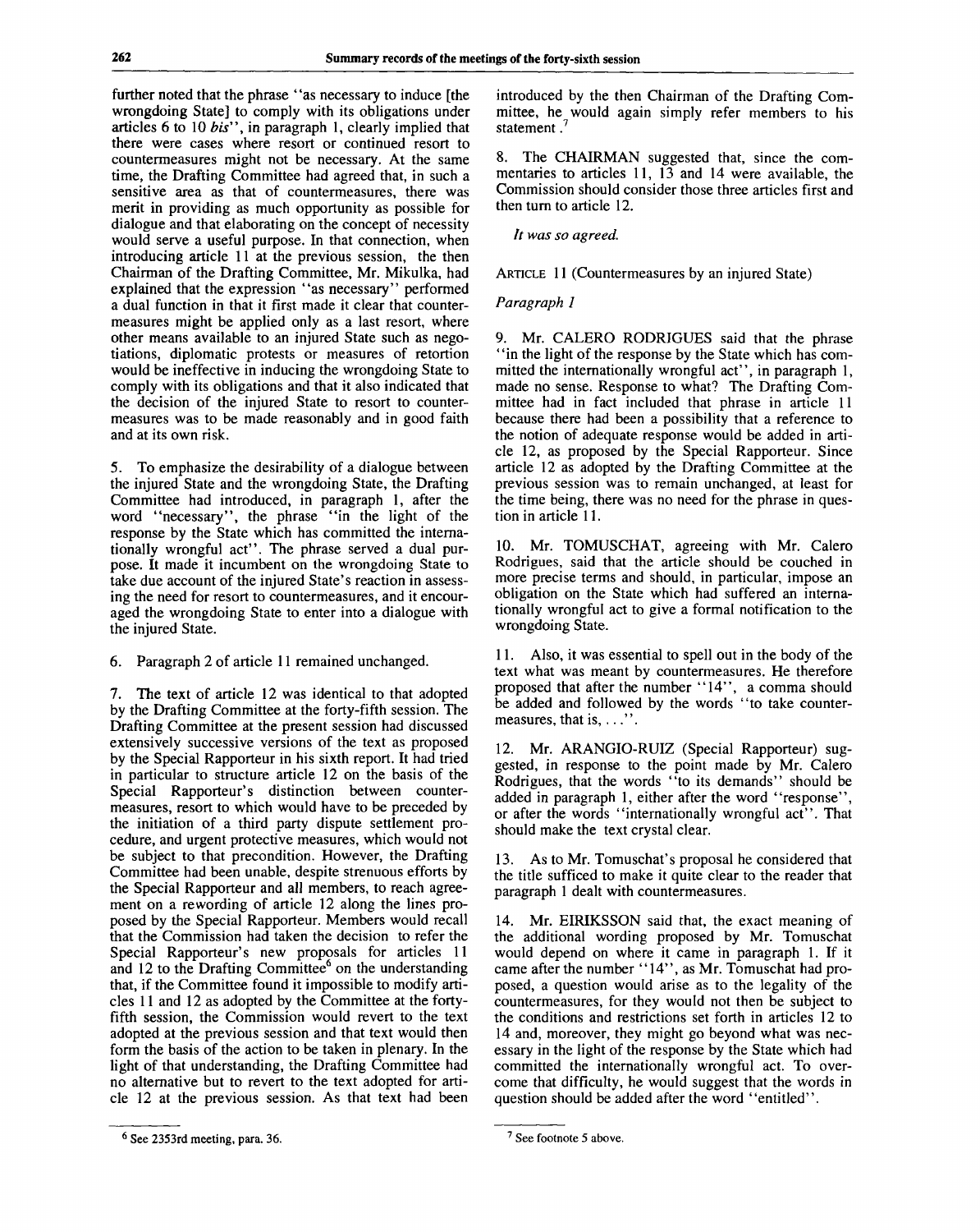further noted that the phrase "as necessary to induce [the wrongdoing State] to comply with its obligations under articles 6 to 10 *bis*", in paragraph 1, clearly implied that there were cases where resort or continued resort to countermeasures might not be necessary. At the same time, the Drafting Committee had agreed that, in such a sensitive area as that of countermeasures, there was merit in providing as much opportunity as possible for dialogue and that elaborating on the concept of necessity would serve a useful purpose. In that connection, when introducing article 11 at the previous session, the then Chairman of the Drafting Committee, Mr. Mikulka, had explained that the expression "as necessary" performed a dual function in that it first made it clear that countermeasures might be applied only as a last resort, where other means available to an injured State such as negotiations, diplomatic protests or measures of retortion would be ineffective in inducing the wrongdoing State to comply with its obligations and that it also indicated that the decision of the injured State to resort to countermeasures was to be made reasonably and in good faith and at its own risk.

5. To emphasize the desirability of a dialogue between the injured State and the wrongdoing State, the Drafting Committee had introduced, in paragraph 1, after the word "necessary", the phrase "in the light of the response by the State which has committed the internationally wrongful act". The phrase served a dual purpose. It made it incumbent on the wrongdoing State to take due account of the injured State's reaction in assessing the need for resort to countermeasures, and it encouraged the wrongdoing State to enter into a dialogue with the injured State.

6. Paragraph 2 of article 11 remained unchanged.

7. The text of article 12 was identical to that adopted by the Drafting Committee at the forty-fifth session. The Drafting Committee at the present session had discussed extensively successive versions of the text as proposed by the Special Rapporteur in his sixth report. It had tried in particular to structure article 12 on the basis of the Special Rapporteur's distinction between countermeasures, resort to which would have to be preceded by the initiation of a third party dispute settlement procedure, and urgent protective measures, which would not be subject to that precondition. However, the Drafting Committee had been unable, despite strenuous efforts by the Special Rapporteur and all members, to reach agreement on a rewording of article 12 along the lines proposed by the Special Rapporteur. Members would recall that the Commission had taken the decision to refer the Special Rapporteur's new proposals for articles 11 and 12 to the Drafting Committee[6] on the understanding that, if the Committee found it impossible to modify articles 11 and 12 as adopted by the Committee at the forty-fifth session, the Commission would revert to the text adopted at the previous session and that text would then form the basis of the action to be taken in plenary. In the light of that understanding, the Drafting Committee had no alternative but to revert to the text adopted for article 12 at the previous session. As that text had been introduced by the then Chairman of the Drafting Committee, he would again simply refer members to his statement.[7]

8. The CHAIRMAN suggested that, since the commentaries to articles 11, 13 and 14 were available, the Commission should consider those three articles first and then turn to article 12.

*It was so agreed.*

ARTICLE 11 (Countermeasures by an injured State)

*Paragraph 1*

9. Mr. CALERO RODRIGUES said that the phrase "in the light of the response by the State which has committed the internationally wrongful act", in paragraph 1, made no sense. Response to what? The Drafting Committee had in fact included that phrase in article 11 because there had been a possibility that a reference to the notion of adequate response would be added in article 12, as proposed by the Special Rapporteur. Since article 12 as adopted by the Drafting Committee at the previous session was to remain unchanged, at least for the time being, there was no need for the phrase in question in article 11.

10. Mr. TOMUSCHAT, agreeing with Mr. Calero Rodrigues, said that the article should be couched in more precise terms and should, in particular, impose an obligation on the State which had suffered an internationally wrongful act to give a formal notification to the wrongdoing State.

11. Also, it was essential to spell out in the body of the text what was meant by countermeasures. He therefore proposed that after the number "14", a comma should be added and followed by the words "to take countermeasures, that is, . . .".

12. Mr. ARANGIO-RUIZ (Special Rapporteur) suggested, in response to the point made by Mr. Calero Rodrigues, that the words "to its demands" should be added in paragraph 1, either after the word "response", or after the words "internationally wrongful act". That should make the text crystal clear.

13. As to Mr. Tomuschat's proposal he considered that the title sufficed to make it quite clear to the reader that paragraph 1 dealt with countermeasures.

14. Mr. EIRIKSSON said that, the exact meaning of the additional wording proposed by Mr. Tomuschat would depend on where it came in paragraph 1. If it came after the number "14", as Mr. Tomuschat had proposed, a question would arise as to the legality of the countermeasures, for they would not then be subject to the conditions and restrictions set forth in articles 12 to 14 and, moreover, they might go beyond what was necessary in the light of the response by the State which had committed the internationally wrongful act. To overcome that difficulty, he would suggest that the words in question should be added after the word "entitled".

---

[6] See 2353rd meeting, para. 36.

[7] See footnote 5 above.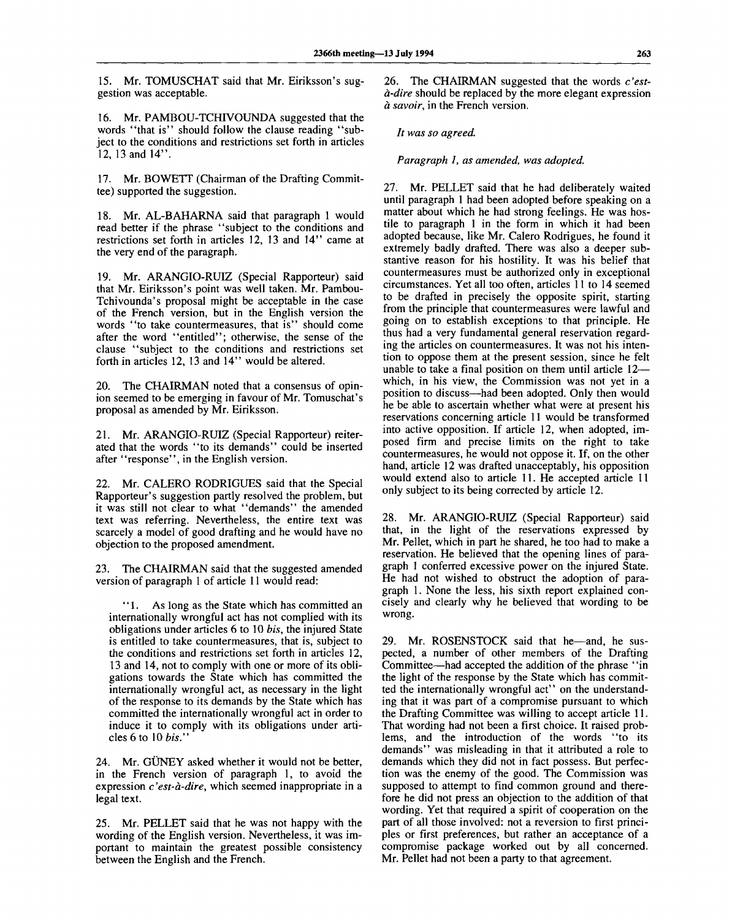15. Mr. TOMUSCHAT said that Mr. Eiriksson's suggestion was acceptable.

16. Mr. PAMBOU-TCHIVOUNDA suggested that the words "that is" should follow the clause reading "subject to the conditions and restrictions set forth in articles 12, 13 and 14".

17. Mr. BOWETT (Chairman of the Drafting Committee) supported the suggestion.

18. Mr. AL-BAHARNA said that paragraph 1 would read better if the phrase "subject to the conditions and restrictions set forth in articles 12, 13 and 14" came at the very end of the paragraph.

19. Mr. ARANGIO-RUIZ (Special Rapporteur) said that Mr. Eiriksson's point was well taken. Mr. Pambou-Tchivounda's proposal might be acceptable in the case of the French version, but in the English version the words "to take countermeasures, that is" should come after the word "entitled"; otherwise, the sense of the clause "subject to the conditions and restrictions set forth in articles 12, 13 and 14" would be altered.

20. The CHAIRMAN noted that a consensus of opinion seemed to be emerging in favour of Mr. Tomuschat's proposal as amended by Mr. Eiriksson.

21. Mr. ARANGIO-RUIZ (Special Rapporteur) reiterated that the words "to its demands" could be inserted after "response", in the English version.

22. Mr. CALERO RODRIGUES said that the Special Rapporteur's suggestion partly resolved the problem, but it was still not clear to what "demands" the amended text was referring. Nevertheless, the entire text was scarcely a model of good drafting and he would have no objection to the proposed amendment.

23. The CHAIRMAN said that the suggested amended version of paragraph 1 of article 11 would read:

> "1. As long as the State which has committed an internationally wrongful act has not complied with its obligations under articles 6 to 10 *bis*, the injured State is entitled to take countermeasures, that is, subject to the conditions and restrictions set forth in articles 12, 13 and 14, not to comply with one or more of its obligations towards the State which has committed the internationally wrongful act, as necessary in the light of the response to its demands by the State which has committed the internationally wrongful act in order to induce it to comply with its obligations under articles 6 to 10 *bis*."

24. Mr. GÜNEY asked whether it would not be better, in the French version of paragraph 1, to avoid the expression *c'est-à-dire*, which seemed inappropriate in a legal text.

25. Mr. PELLET said that he was not happy with the wording of the English version. Nevertheless, it was important to maintain the greatest possible consistency between the English and the French.

26. The CHAIRMAN suggested that the words *c'est-à-dire* should be replaced by the more elegant expression *à savoir*, in the French version.

*It was so agreed.*

*Paragraph 1, as amended, was adopted.*

27. Mr. PELLET said that he had deliberately waited until paragraph 1 had been adopted before speaking on a matter about which he had strong feelings. He was hostile to paragraph 1 in the form in which it had been adopted because, like Mr. Calero Rodrigues, he found it extremely badly drafted. There was also a deeper substantive reason for his hostility. It was his belief that countermeasures must be authorized only in exceptional circumstances. Yet all too often, articles 11 to 14 seemed to be drafted in precisely the opposite spirit, starting from the principle that countermeasures were lawful and going on to establish exceptions to that principle. He thus had a very fundamental general reservation regarding the articles on countermeasures. It was not his intention to oppose them at the present session, since he felt unable to take a final position on them until article 12—which, in his view, the Commission was not yet in a position to discuss—had been adopted. Only then would he be able to ascertain whether what were at present his reservations concerning article 11 would be transformed into active opposition. If article 12, when adopted, imposed firm and precise limits on the right to take countermeasures, he would not oppose it. If, on the other hand, article 12 was drafted unacceptably, his opposition would extend also to article 11. He accepted article 11 only subject to its being corrected by article 12.

28. Mr. ARANGIO-RUIZ (Special Rapporteur) said that, in the light of the reservations expressed by Mr. Pellet, which in part he shared, he too had to make a reservation. He believed that the opening lines of paragraph 1 conferred excessive power on the injured State. He had not wished to obstruct the adoption of paragraph 1. None the less, his sixth report explained concisely and clearly why he believed that wording to be wrong.

29. Mr. ROSENSTOCK said that he—and, he suspected, a number of other members of the Drafting Committee—had accepted the addition of the phrase "in the light of the response by the State which has committed the internationally wrongful act" on the understanding that it was part of a compromise pursuant to which the Drafting Committee was willing to accept article 11. That wording had not been a first choice. It raised problems, and the introduction of the words "to its demands" was misleading in that it attributed a role to demands which they did not in fact possess. But perfection was the enemy of the good. The Commission was supposed to attempt to find common ground and therefore he did not press an objection to the addition of that wording. Yet that required a spirit of cooperation on the part of all those involved: not a reversion to first principles or first preferences, but rather an acceptance of a compromise package worked out by all concerned. Mr. Pellet had not been a party to that agreement.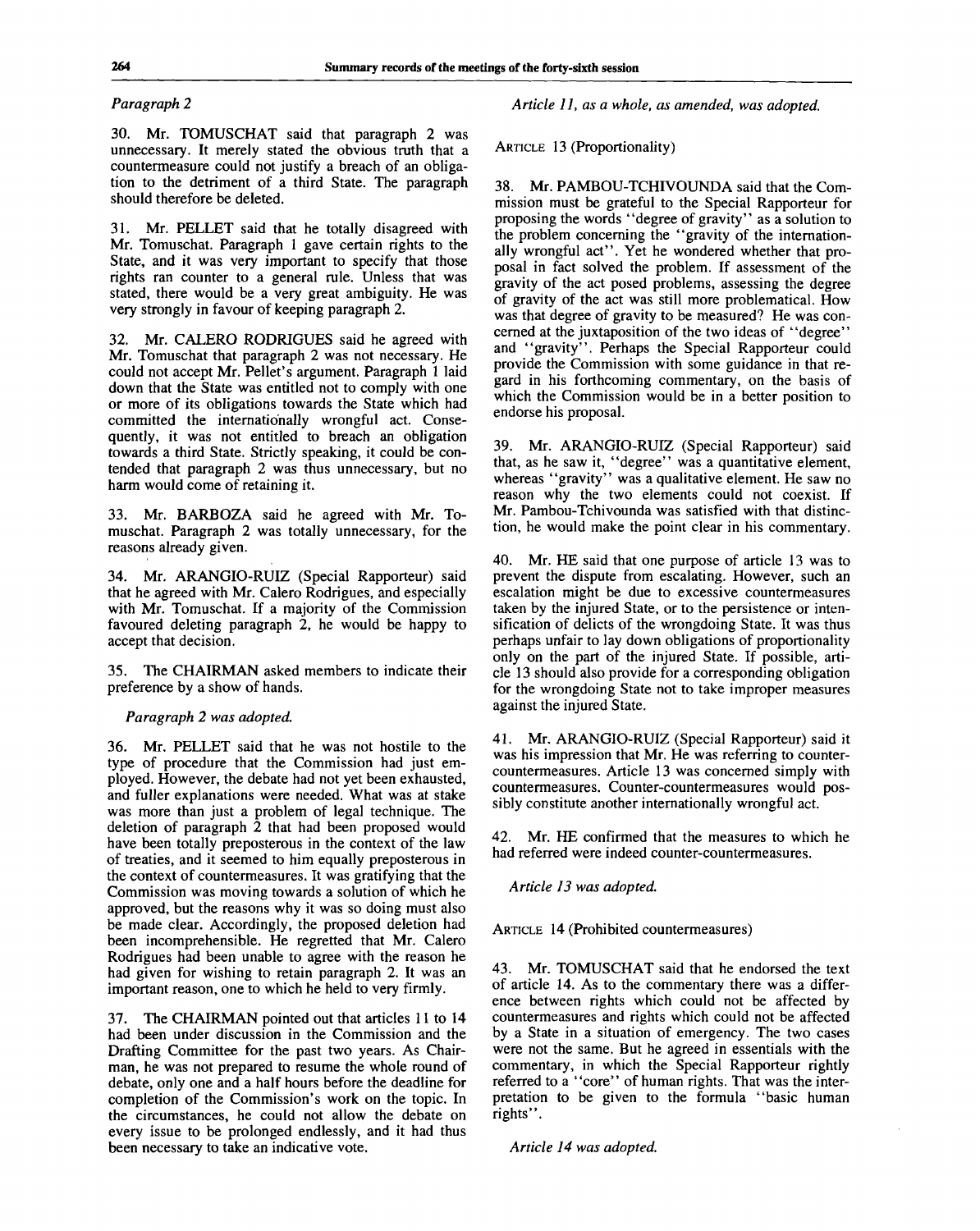*Paragraph 2*

30. Mr. TOMUSCHAT said that paragraph 2 was unnecessary. It merely stated the obvious truth that a countermeasure could not justify a breach of an obligation to the detriment of a third State. The paragraph should therefore be deleted.

31. Mr. PELLET said that he totally disagreed with Mr. Tomuschat. Paragraph 1 gave certain rights to the State, and it was very important to specify that those rights ran counter to a general rule. Unless that was stated, there would be a very great ambiguity. He was very strongly in favour of keeping paragraph 2.

32. Mr. CALERO RODRIGUES said he agreed with Mr. Tomuschat that paragraph 2 was not necessary. He could not accept Mr. Pellet's argument. Paragraph 1 laid down that the State was entitled not to comply with one or more of its obligations towards the State which had committed the internationally wrongful act. Consequently, it was not entitled to breach an obligation towards a third State. Strictly speaking, it could be contended that paragraph 2 was thus unnecessary, but no harm would come of retaining it.

33. Mr. BARBOZA said he agreed with Mr. Tomuschat. Paragraph 2 was totally unnecessary, for the reasons already given.

34. Mr. ARANGIO-RUIZ (Special Rapporteur) said that he agreed with Mr. Calero Rodrigues, and especially with Mr. Tomuschat. If a majority of the Commission favoured deleting paragraph 2, he would be happy to accept that decision.

35. The CHAIRMAN asked members to indicate their preference by a show of hands.

*Paragraph 2 was adopted.*

36. Mr. PELLET said that he was not hostile to the type of procedure that the Commission had just employed. However, the debate had not yet been exhausted, and fuller explanations were needed. What was at stake was more than just a problem of legal technique. The deletion of paragraph 2 that had been proposed would have been totally preposterous in the context of the law of treaties, and it seemed to him equally preposterous in the context of countermeasures. It was gratifying that the Commission was moving towards a solution of which he approved, but the reasons why it was so doing must also be made clear. Accordingly, the proposed deletion had been incomprehensible. He regretted that Mr. Calero Rodrigues had been unable to agree with the reason he had given for wishing to retain paragraph 2. It was an important reason, one to which he held to very firmly.

37. The CHAIRMAN pointed out that articles 11 to 14 had been under discussion in the Commission and the Drafting Committee for the past two years. As Chairman, he was not prepared to resume the whole round of debate, only one and a half hours before the deadline for completion of the Commission's work on the topic. In the circumstances, he could not allow the debate on every issue to be prolonged endlessly, and it had thus been necessary to take an indicative vote.

*Article 11, as a whole, as amended, was adopted.*

ARTICLE 13 (Proportionality)

38. Mr. PAMBOU-TCHIVOUNDA said that the Commission must be grateful to the Special Rapporteur for proposing the words "degree of gravity" as a solution to the problem concerning the "gravity of the internationally wrongful act". Yet he wondered whether that proposal in fact solved the problem. If assessment of the gravity of the act posed problems, assessing the degree of gravity of the act was still more problematical. How was that degree of gravity to be measured? He was concerned at the juxtaposition of the two ideas of "degree" and "gravity". Perhaps the Special Rapporteur could provide the Commission with some guidance in that regard in his forthcoming commentary, on the basis of which the Commission would be in a better position to endorse his proposal.

39. Mr. ARANGIO-RUIZ (Special Rapporteur) said that, as he saw it, "degree" was a quantitative element, whereas "gravity" was a qualitative element. He saw no reason why the two elements could not coexist. If Mr. Pambou-Tchivounda was satisfied with that distinction, he would make the point clear in his commentary.

40. Mr. HE said that one purpose of article 13 was to prevent the dispute from escalating. However, such an escalation might be due to excessive countermeasures taken by the injured State, or to the persistence or intensification of delicts of the wrongdoing State. It was thus perhaps unfair to lay down obligations of proportionality only on the part of the injured State. If possible, article 13 should also provide for a corresponding obligation for the wrongdoing State not to take improper measures against the injured State.

41. Mr. ARANGIO-RUIZ (Special Rapporteur) said it was his impression that Mr. He was referring to counter-countermeasures. Article 13 was concerned simply with countermeasures. Counter-countermeasures would possibly constitute another internationally wrongful act.

42. Mr. HE confirmed that the measures to which he had referred were indeed counter-countermeasures.

*Article 13 was adopted.*

ARTICLE 14 (Prohibited countermeasures)

43. Mr. TOMUSCHAT said that he endorsed the text of article 14. As to the commentary there was a difference between rights which could not be affected by countermeasures and rights which could not be affected by a State in a situation of emergency. The two cases were not the same. But he agreed in essentials with the commentary, in which the Special Rapporteur rightly referred to a "core" of human rights. That was the interpretation to be given to the formula "basic human rights".

*Article 14 was adopted.*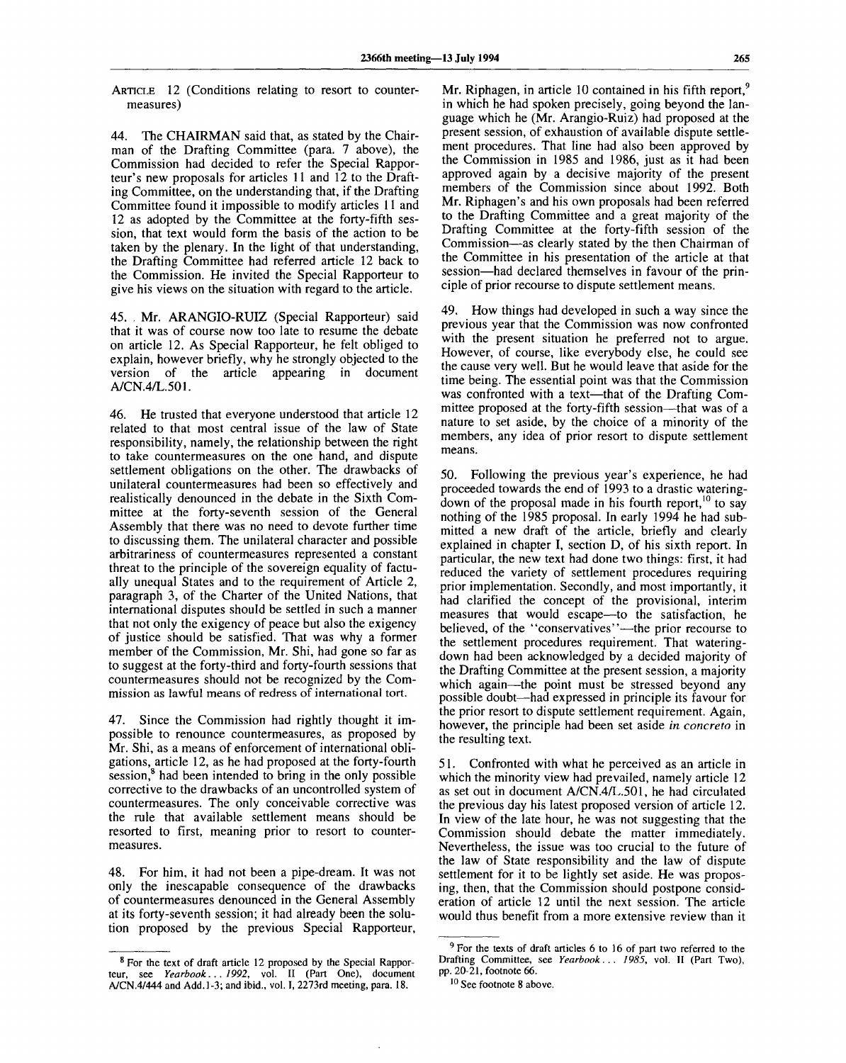ARTICLE 12 (Conditions relating to resort to countermeasures)

44. The CHAIRMAN said that, as stated by the Chairman of the Drafting Committee (para. 7 above), the Commission had decided to refer the Special Rapporteur's new proposals for articles 11 and 12 to the Drafting Committee, on the understanding that, if the Drafting Committee found it impossible to modify articles 11 and 12 as adopted by the Committee at the forty-fifth session, that text would form the basis of the action to be taken by the plenary. In the light of that understanding, the Drafting Committee had referred article 12 back to the Commission. He invited the Special Rapporteur to give his views on the situation with regard to the article.

45. Mr. ARANGIO-RUIZ (Special Rapporteur) said that it was of course now too late to resume the debate on article 12. As Special Rapporteur, he felt obliged to explain, however briefly, why he strongly objected to the version of the article appearing in document A/CN.4/L.501.

46. He trusted that everyone understood that article 12 related to that most central issue of the law of State responsibility, namely, the relationship between the right to take countermeasures on the one hand, and dispute settlement obligations on the other. The drawbacks of unilateral countermeasures had been so effectively and realistically denounced in the debate in the Sixth Committee at the forty-seventh session of the General Assembly that there was no need to devote further time to discussing them. The unilateral character and possible arbitrariness of countermeasures represented a constant threat to the principle of the sovereign equality of factually unequal States and to the requirement of Article 2, paragraph 3, of the Charter of the United Nations, that international disputes should be settled in such a manner that not only the exigency of peace but also the exigency of justice should be satisfied. That was why a former member of the Commission, Mr. Shi, had gone so far as to suggest at the forty-third and forty-fourth sessions that countermeasures should not be recognized by the Commission as lawful means of redress of international tort.

47. Since the Commission had rightly thought it impossible to renounce countermeasures, as proposed by Mr. Shi, as a means of enforcement of international obligations, article 12, as he had proposed at the forty-fourth session,[8] had been intended to bring in the only possible corrective to the drawbacks of an uncontrolled system of countermeasures. The only conceivable corrective was the rule that available settlement means should be resorted to first, meaning prior to resort to countermeasures.

48. For him, it had not been a pipe-dream. It was not only the inescapable consequence of the drawbacks of countermeasures denounced in the General Assembly at its forty-seventh session; it had already been the solution proposed by the previous Special Rapporteur, Mr. Riphagen, in article 10 contained in his fifth report,[9] in which he had spoken precisely, going beyond the language which he (Mr. Arangio-Ruiz) had proposed at the present session, of exhaustion of available dispute settlement procedures. That line had also been approved by the Commission in 1985 and 1986, just as it had been approved again by a decisive majority of the present members of the Commission since about 1992. Both Mr. Riphagen's and his own proposals had been referred to the Drafting Committee and a great majority of the Drafting Committee at the forty-fifth session of the Commission—as clearly stated by the then Chairman of the Committee in his presentation of the article at that session—had declared themselves in favour of the principle of prior recourse to dispute settlement means.

49. How things had developed in such a way since the previous year that the Commission was now confronted with the present situation he preferred not to argue. However, of course, like everybody else, he could see the cause very well. But he would leave that aside for the time being. The essential point was that the Commission was confronted with a text—that of the Drafting Committee proposed at the forty-fifth session—that was of a nature to set aside, by the choice of a minority of the members, any idea of prior resort to dispute settlement means.

50. Following the previous year's experience, he had proceeded towards the end of 1993 to a drastic watering-down of the proposal made in his fourth report,[10] to say nothing of the 1985 proposal. In early 1994 he had submitted a new draft of the article, briefly and clearly explained in chapter I, section D, of his sixth report. In particular, the new text had done two things: first, it had reduced the variety of settlement procedures requiring prior implementation. Secondly, and most importantly, it had clarified the concept of the provisional, interim measures that would escape—to the satisfaction, he believed, of the "conservatives"—the prior recourse to the settlement procedures requirement. That watering-down had been acknowledged by a decided majority of the Drafting Committee at the present session, a majority which again—the point must be stressed beyond any possible doubt—had expressed in principle its favour for the prior resort to dispute settlement requirement. Again, however, the principle had been set aside *in concreto* in the resulting text.

51. Confronted with what he perceived as an article in which the minority view had prevailed, namely article 12 as set out in document A/CN.4/L.501, he had circulated the previous day his latest proposed version of article 12. In view of the late hour, he was not suggesting that the Commission should debate the matter immediately. Nevertheless, the issue was too crucial to the future of the law of State responsibility and the law of dispute settlement for it to be lightly set aside. He was proposing, then, that the Commission should postpone consideration of article 12 until the next session. The article would thus benefit from a more extensive review than it

---

[8] For the text of draft article 12 proposed by the Special Rapporteur, see *Yearbook... 1992*, vol. II (Part One), document A/CN.4/444 and Add.1-3; and ibid., vol. I, 2273rd meeting, para. 18.

[9] For the texts of draft articles 6 to 16 of part two referred to the Drafting Committee, see *Yearbook... 1985*, vol. II (Part Two), pp. 20-21, footnote 66.

[10] See footnote 8 above.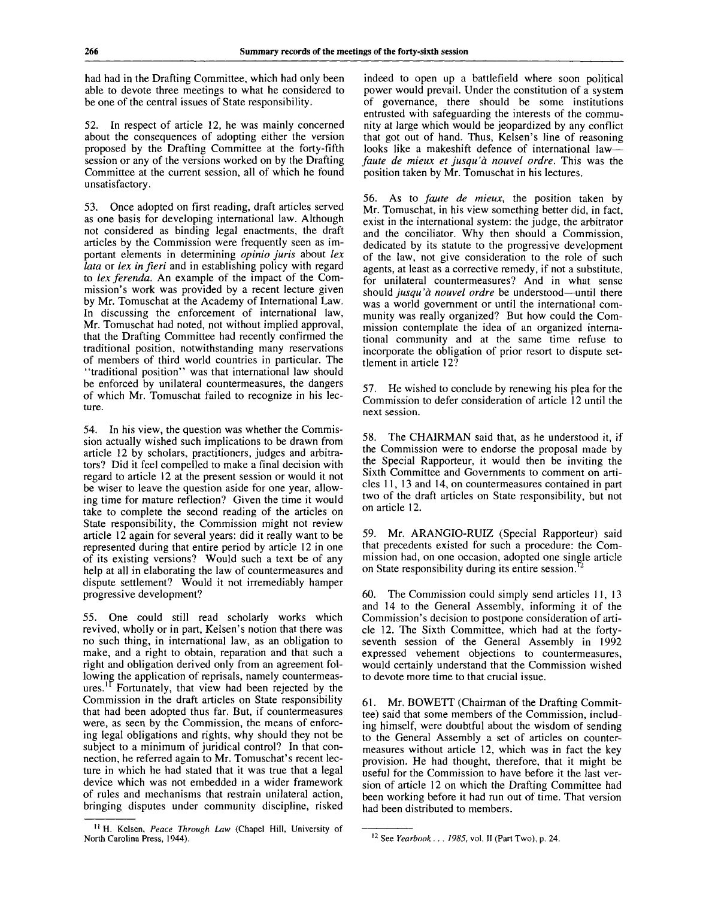had had in the Drafting Committee, which had only been able to devote three meetings to what he considered to be one of the central issues of State responsibility.

52. In respect of article 12, he was mainly concerned about the consequences of adopting either the version proposed by the Drafting Committee at the forty-fifth session or any of the versions worked on by the Drafting Committee at the current session, all of which he found unsatisfactory.

53. Once adopted on first reading, draft articles served as one basis for developing international law. Although not considered as binding legal enactments, the draft articles by the Commission were frequently seen as important elements in determining *opinio juris* about *lex lata* or *lex in fieri* and in establishing policy with regard to *lex ferenda*. An example of the impact of the Commission's work was provided by a recent lecture given by Mr. Tomuschat at the Academy of International Law. In discussing the enforcement of international law, Mr. Tomuschat had noted, not without implied approval, that the Drafting Committee had recently confirmed the traditional position, notwithstanding many reservations of members of third world countries in particular. The "traditional position" was that international law should be enforced by unilateral countermeasures, the dangers of which Mr. Tomuschat failed to recognize in his lecture.

54. In his view, the question was whether the Commission actually wished such implications to be drawn from article 12 by scholars, practitioners, judges and arbitrators? Did it feel compelled to make a final decision with regard to article 12 at the present session or would it not be wiser to leave the question aside for one year, allowing time for mature reflection? Given the time it would take to complete the second reading of the articles on State responsibility, the Commission might not review article 12 again for several years: did it really want to be represented during that entire period by article 12 in one of its existing versions? Would such a text be of any help at all in elaborating the law of countermeasures and dispute settlement? Would it not irremediably hamper progressive development?

55. One could still read scholarly works which revived, wholly or in part, Kelsen's notion that there was no such thing, in international law, as an obligation to make, and a right to obtain, reparation and that such a right and obligation derived only from an agreement following the application of reprisals, namely countermeasures.[11] Fortunately, that view had been rejected by the Commission in the draft articles on State responsibility that had been adopted thus far. But, if countermeasures were, as seen by the Commission, the means of enforcing legal obligations and rights, why should they not be subject to a minimum of juridical control? In that connection, he referred again to Mr. Tomuschat's recent lecture in which he had stated that it was true that a legal device which was not embedded in a wider framework of rules and mechanisms that restrain unilateral action, bringing disputes under community discipline, risked indeed to open up a battlefield where soon political power would prevail. Under the constitution of a system of governance, there should be some institutions entrusted with safeguarding the interests of the community at large which would be jeopardized by any conflict that got out of hand. Thus, Kelsen's line of reasoning looks like a makeshift defence of international law—*faute de mieux et jusqu'à nouvel ordre*. This was the position taken by Mr. Tomuschat in his lectures.

56. As to *faute de mieux*, the position taken by Mr. Tomuschat, in his view something better did, in fact, exist in the international system: the judge, the arbitrator and the conciliator. Why then should a Commission, dedicated by its statute to the progressive development of the law, not give consideration to the role of such agents, at least as a corrective remedy, if not a substitute, for unilateral countermeasures? And in what sense should *jusqu'à nouvel ordre* be understood—until there was a world government or until the international community was really organized? But how could the Commission contemplate the idea of an organized international community and at the same time refuse to incorporate the obligation of prior resort to dispute settlement in article 12?

57. He wished to conclude by renewing his plea for the Commission to defer consideration of article 12 until the next session.

58. The CHAIRMAN said that, as he understood it, if the Commission were to endorse the proposal made by the Special Rapporteur, it would then be inviting the Sixth Committee and Governments to comment on articles 11, 13 and 14, on countermeasures contained in part two of the draft articles on State responsibility, but not on article 12.

59. Mr. ARANGIO-RUIZ (Special Rapporteur) said that precedents existed for such a procedure: the Commission had, on one occasion, adopted one single article on State responsibility during its entire session.[12]

60. The Commission could simply send articles 11, 13 and 14 to the General Assembly, informing it of the Commission's decision to postpone consideration of article 12. The Sixth Committee, which had at the forty-seventh session of the General Assembly in 1992 expressed vehement objections to countermeasures, would certainly understand that the Commission wished to devote more time to that crucial issue.

61. Mr. BOWETT (Chairman of the Drafting Committee) said that some members of the Commission, including himself, were doubtful about the wisdom of sending to the General Assembly a set of articles on countermeasures without article 12, which was in fact the key provision. He had thought, therefore, that it might be useful for the Commission to have before it the last version of article 12 on which the Drafting Committee had been working before it had run out of time. That version had been distributed to members.

---

[11] H. Kelsen, *Peace Through Law* (Chapel Hill, University of North Carolina Press, 1944).

[12] See *Yearbook . . . 1985*, vol. II (Part Two), p. 24.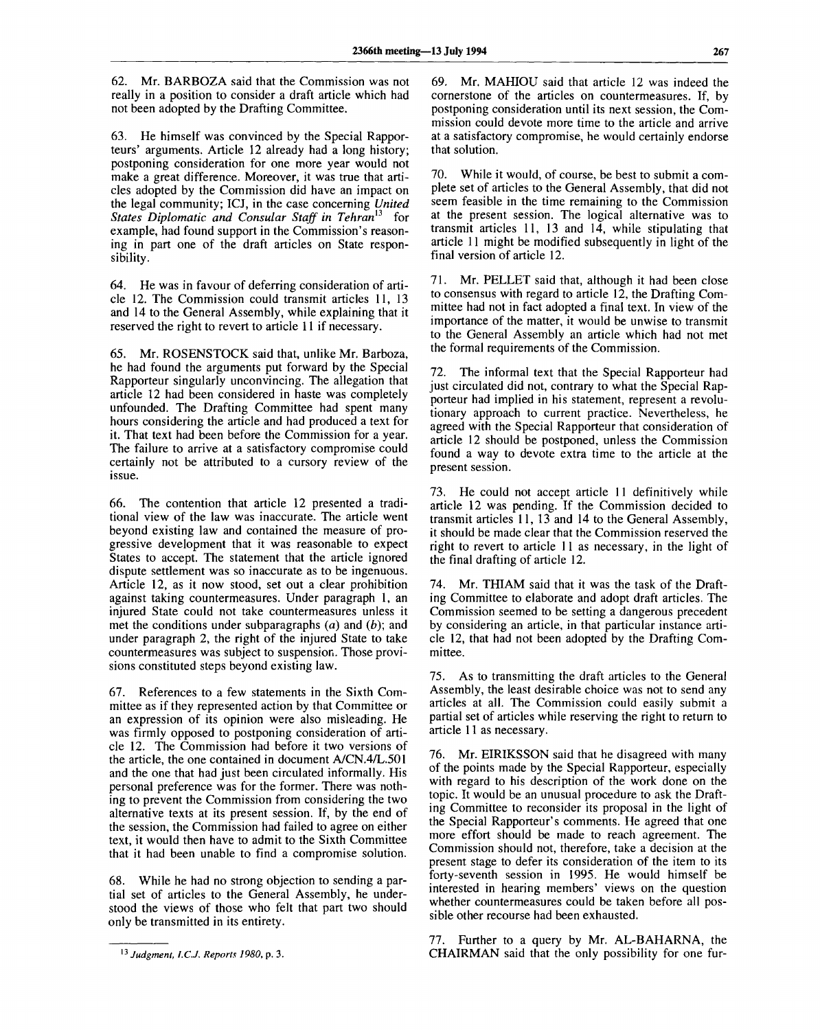62. Mr. BARBOZA said that the Commission was not really in a position to consider a draft article which had not been adopted by the Drafting Committee.

63. He himself was convinced by the Special Rapporteurs' arguments. Article 12 already had a long history; postponing consideration for one more year would not make a great difference. Moreover, it was true that articles adopted by the Commission did have an impact on the legal community; ICJ, in the case concerning *United States Diplomatic and Consular Staff in Tehran*[13] for example, had found support in the Commission's reasoning in part one of the draft articles on State responsibility.

64. He was in favour of deferring consideration of article 12. The Commission could transmit articles 11, 13 and 14 to the General Assembly, while explaining that it reserved the right to revert to article 11 if necessary.

65. Mr. ROSENSTOCK said that, unlike Mr. Barboza, he had found the arguments put forward by the Special Rapporteur singularly unconvincing. The allegation that article 12 had been considered in haste was completely unfounded. The Drafting Committee had spent many hours considering the article and had produced a text for it. That text had been before the Commission for a year. The failure to arrive at a satisfactory compromise could certainly not be attributed to a cursory review of the issue.

66. The contention that article 12 presented a traditional view of the law was inaccurate. The article went beyond existing law and contained the measure of progressive development that it was reasonable to expect States to accept. The statement that the article ignored dispute settlement was so inaccurate as to be ingenuous. Article 12, as it now stood, set out a clear prohibition against taking countermeasures. Under paragraph 1, an injured State could not take countermeasures unless it met the conditions under subparagraphs (*a*) and (*b*); and under paragraph 2, the right of the injured State to take countermeasures was subject to suspension. Those provisions constituted steps beyond existing law.

67. References to a few statements in the Sixth Committee as if they represented action by that Committee or an expression of its opinion were also misleading. He was firmly opposed to postponing consideration of article 12. The Commission had before it two versions of the article, the one contained in document A/CN.4/L.501 and the one that had just been circulated informally. His personal preference was for the former. There was nothing to prevent the Commission from considering the two alternative texts at its present session. If, by the end of the session, the Commission had failed to agree on either text, it would then have to admit to the Sixth Committee that it had been unable to find a compromise solution.

68. While he had no strong objection to sending a partial set of articles to the General Assembly, he understood the views of those who felt that part two should only be transmitted in its entirety.

69. Mr. MAHIOU said that article 12 was indeed the cornerstone of the articles on countermeasures. If, by postponing consideration until its next session, the Commission could devote more time to the article and arrive at a satisfactory compromise, he would certainly endorse that solution.

70. While it would, of course, be best to submit a complete set of articles to the General Assembly, that did not seem feasible in the time remaining to the Commission at the present session. The logical alternative was to transmit articles 11, 13 and 14, while stipulating that article 11 might be modified subsequently in light of the final version of article 12.

71. Mr. PELLET said that, although it had been close to consensus with regard to article 12, the Drafting Committee had not in fact adopted a final text. In view of the importance of the matter, it would be unwise to transmit to the General Assembly an article which had not met the formal requirements of the Commission.

72. The informal text that the Special Rapporteur had just circulated did not, contrary to what the Special Rapporteur had implied in his statement, represent a revolutionary approach to current practice. Nevertheless, he agreed with the Special Rapporteur that consideration of article 12 should be postponed, unless the Commission found a way to devote extra time to the article at the present session.

73. He could not accept article 11 definitively while article 12 was pending. If the Commission decided to transmit articles 11, 13 and 14 to the General Assembly, it should be made clear that the Commission reserved the right to revert to article 11 as necessary, in the light of the final drafting of article 12.

74. Mr. THIAM said that it was the task of the Drafting Committee to elaborate and adopt draft articles. The Commission seemed to be setting a dangerous precedent by considering an article, in that particular instance article 12, that had not been adopted by the Drafting Committee.

75. As to transmitting the draft articles to the General Assembly, the least desirable choice was not to send any articles at all. The Commission could easily submit a partial set of articles while reserving the right to return to article 11 as necessary.

76. Mr. EIRIKSSON said that he disagreed with many of the points made by the Special Rapporteur, especially with regard to his description of the work done on the topic. It would be an unusual procedure to ask the Drafting Committee to reconsider its proposal in the light of the Special Rapporteur's comments. He agreed that one more effort should be made to reach agreement. The Commission should not, therefore, take a decision at the present stage to defer its consideration of the item to its forty-seventh session in 1995. He would himself be interested in hearing members' views on the question whether countermeasures could be taken before all possible other recourse had been exhausted.

77. Further to a query by Mr. AL-BAHARNA, the CHAIRMAN said that the only possibility for one fur-

---

[13] *Judgment, I.C.J. Reports 1980*, p. 3.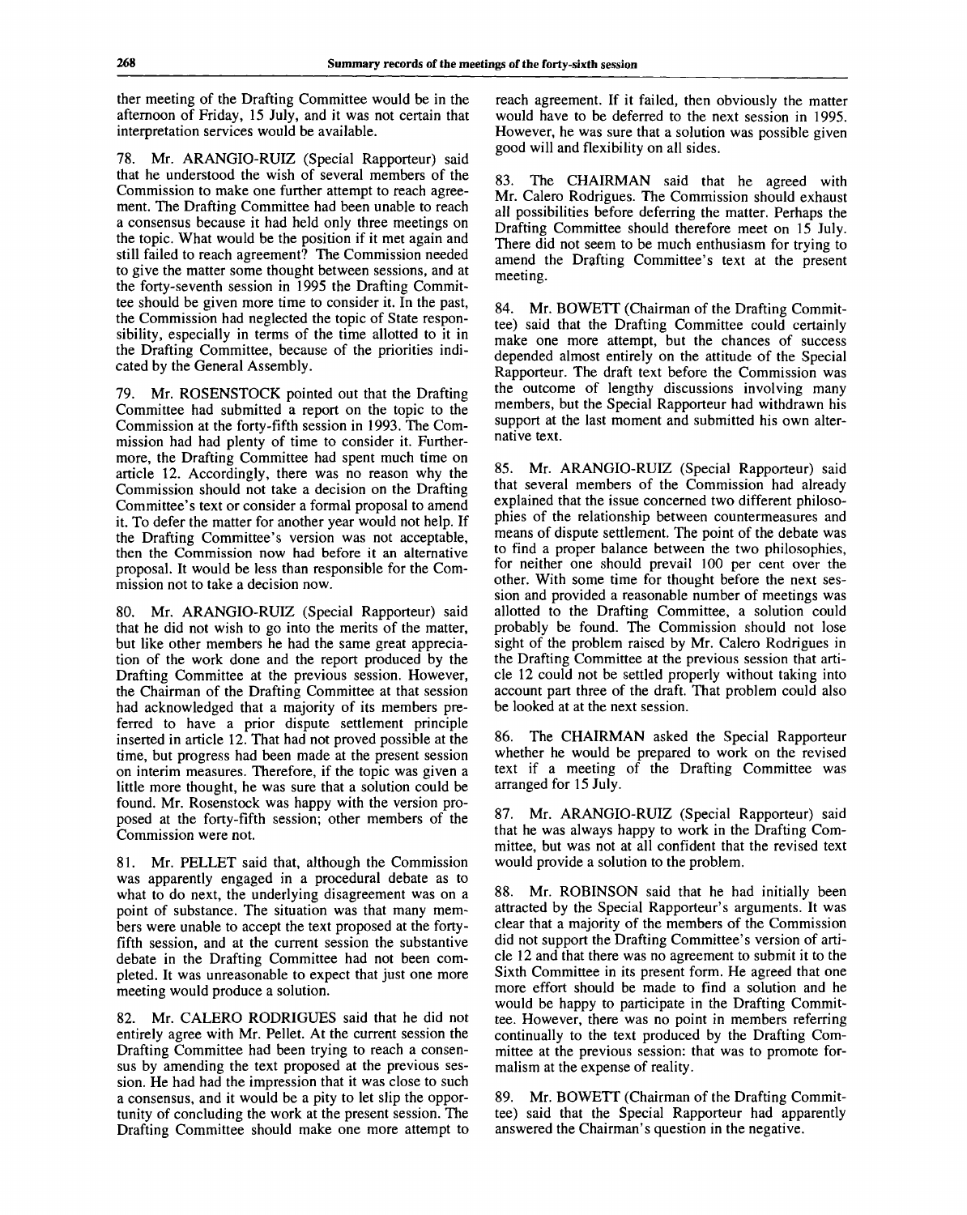ther meeting of the Drafting Committee would be in the afternoon of Friday, 15 July, and it was not certain that interpretation services would be available.

78. Mr. ARANGIO-RUIZ (Special Rapporteur) said that he understood the wish of several members of the Commission to make one further attempt to reach agreement. The Drafting Committee had been unable to reach a consensus because it had held only three meetings on the topic. What would be the position if it met again and still failed to reach agreement? The Commission needed to give the matter some thought between sessions, and at the forty-seventh session in 1995 the Drafting Committee should be given more time to consider it. In the past, the Commission had neglected the topic of State responsibility, especially in terms of the time allotted to it in the Drafting Committee, because of the priorities indicated by the General Assembly.

79. Mr. ROSENSTOCK pointed out that the Drafting Committee had submitted a report on the topic to the Commission at the forty-fifth session in 1993. The Commission had had plenty of time to consider it. Furthermore, the Drafting Committee had spent much time on article 12. Accordingly, there was no reason why the Commission should not take a decision on the Drafting Committee's text or consider a formal proposal to amend it. To defer the matter for another year would not help. If the Drafting Committee's version was not acceptable, then the Commission now had before it an alternative proposal. It would be less than responsible for the Commission not to take a decision now.

80. Mr. ARANGIO-RUIZ (Special Rapporteur) said that he did not wish to go into the merits of the matter, but like other members he had the same great appreciation of the work done and the report produced by the Drafting Committee at the previous session. However, the Chairman of the Drafting Committee at that session had acknowledged that a majority of its members preferred to have a prior dispute settlement principle inserted in article 12. That had not proved possible at the time, but progress had been made at the present session on interim measures. Therefore, if the topic was given a little more thought, he was sure that a solution could be found. Mr. Rosenstock was happy with the version proposed at the forty-fifth session; other members of the Commission were not.

81. Mr. PELLET said that, although the Commission was apparently engaged in a procedural debate as to what to do next, the underlying disagreement was on a point of substance. The situation was that many members were unable to accept the text proposed at the forty-fifth session, and at the current session the substantive debate in the Drafting Committee had not been completed. It was unreasonable to expect that just one more meeting would produce a solution.

82. Mr. CALERO RODRIGUES said that he did not entirely agree with Mr. Pellet. At the current session the Drafting Committee had been trying to reach a consensus by amending the text proposed at the previous session. He had had the impression that it was close to such a consensus, and it would be a pity to let slip the opportunity of concluding the work at the present session. The Drafting Committee should make one more attempt to reach agreement. If it failed, then obviously the matter would have to be deferred to the next session in 1995. However, he was sure that a solution was possible given good will and flexibility on all sides.

83. The CHAIRMAN said that he agreed with Mr. Calero Rodrigues. The Commission should exhaust all possibilities before deferring the matter. Perhaps the Drafting Committee should therefore meet on 15 July. There did not seem to be much enthusiasm for trying to amend the Drafting Committee's text at the present meeting.

84. Mr. BOWETT (Chairman of the Drafting Committee) said that the Drafting Committee could certainly make one more attempt, but the chances of success depended almost entirely on the attitude of the Special Rapporteur. The draft text before the Commission was the outcome of lengthy discussions involving many members, but the Special Rapporteur had withdrawn his support at the last moment and submitted his own alternative text.

85. Mr. ARANGIO-RUIZ (Special Rapporteur) said that several members of the Commission had already explained that the issue concerned two different philosophies of the relationship between countermeasures and means of dispute settlement. The point of the debate was to find a proper balance between the two philosophies, for neither one should prevail 100 per cent over the other. With some time for thought before the next session and provided a reasonable number of meetings was allotted to the Drafting Committee, a solution could probably be found. The Commission should not lose sight of the problem raised by Mr. Calero Rodrigues in the Drafting Committee at the previous session that article 12 could not be settled properly without taking into account part three of the draft. That problem could also be looked at at the next session.

86. The CHAIRMAN asked the Special Rapporteur whether he would be prepared to work on the revised text if a meeting of the Drafting Committee was arranged for 15 July.

87. Mr. ARANGIO-RUIZ (Special Rapporteur) said that he was always happy to work in the Drafting Committee, but was not at all confident that the revised text would provide a solution to the problem.

88. Mr. ROBINSON said that he had initially been attracted by the Special Rapporteur's arguments. It was clear that a majority of the members of the Commission did not support the Drafting Committee's version of article 12 and that there was no agreement to submit it to the Sixth Committee in its present form. He agreed that one more effort should be made to find a solution and he would be happy to participate in the Drafting Committee. However, there was no point in members referring continually to the text produced by the Drafting Committee at the previous session: that was to promote formalism at the expense of reality.

89. Mr. BOWETT (Chairman of the Drafting Committee) said that the Special Rapporteur had apparently answered the Chairman's question in the negative.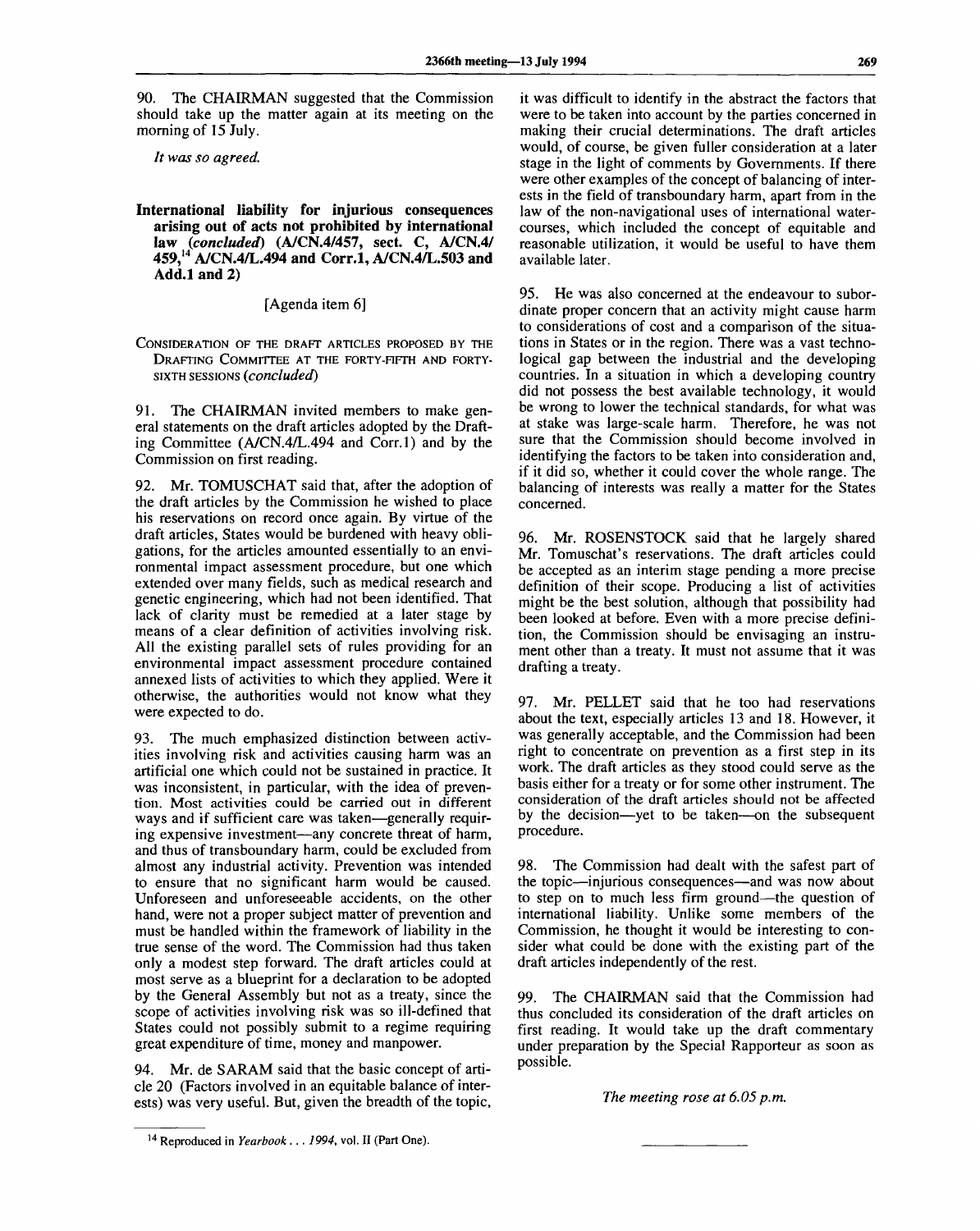90. The CHAIRMAN suggested that the Commission should take up the matter again at its meeting on the morning of 15 July.

*It was so agreed.*

**International liability for injurious consequences arising out of acts not prohibited by international law (*concluded*) (A/CN.4/457, sect. C, A/CN.4/459,[14] A/CN.4/L.494 and Corr.1, A/CN.4/L.503 and Add.1 and 2)**

[Agenda item 6]

CONSIDERATION OF THE DRAFT ARTICLES PROPOSED BY THE DRAFTING COMMITTEE AT THE FORTY-FIFTH AND FORTY-SIXTH SESSIONS (*concluded*)

91. The CHAIRMAN invited members to make general statements on the draft articles adopted by the Drafting Committee (A/CN.4/L.494 and Corr.1) and by the Commission on first reading.

92. Mr. TOMUSCHAT said that, after the adoption of the draft articles by the Commission he wished to place his reservations on record once again. By virtue of the draft articles, States would be burdened with heavy obligations, for the articles amounted essentially to an environmental impact assessment procedure, but one which extended over many fields, such as medical research and genetic engineering, which had not been identified. That lack of clarity must be remedied at a later stage by means of a clear definition of activities involving risk. All the existing parallel sets of rules providing for an environmental impact assessment procedure contained annexed lists of activities to which they applied. Were it otherwise, the authorities would not know what they were expected to do.

93. The much emphasized distinction between activities involving risk and activities causing harm was an artificial one which could not be sustained in practice. It was inconsistent, in particular, with the idea of prevention. Most activities could be carried out in different ways and if sufficient care was taken—generally requiring expensive investment—any concrete threat of harm, and thus of transboundary harm, could be excluded from almost any industrial activity. Prevention was intended to ensure that no significant harm would be caused. Unforeseen and unforeseeable accidents, on the other hand, were not a proper subject matter of prevention and must be handled within the framework of liability in the true sense of the word. The Commission had thus taken only a modest step forward. The draft articles could at most serve as a blueprint for a declaration to be adopted by the General Assembly but not as a treaty, since the scope of activities involving risk was so ill-defined that States could not possibly submit to a regime requiring great expenditure of time, money and manpower.

94. Mr. de SARAM said that the basic concept of article 20 (Factors involved in an equitable balance of interests) was very useful. But, given the breadth of the topic, it was difficult to identify in the abstract the factors that were to be taken into account by the parties concerned in making their crucial determinations. The draft articles would, of course, be given fuller consideration at a later stage in the light of comments by Governments. If there were other examples of the concept of balancing of interests in the field of transboundary harm, apart from in the law of the non-navigational uses of international watercourses, which included the concept of equitable and reasonable utilization, it would be useful to have them available later.

95. He was also concerned at the endeavour to subordinate proper concern that an activity might cause harm to considerations of cost and a comparison of the situations in States or in the region. There was a vast technological gap between the industrial and the developing countries. In a situation in which a developing country did not possess the best available technology, it would be wrong to lower the technical standards, for what was at stake was large-scale harm. Therefore, he was not sure that the Commission should become involved in identifying the factors to be taken into consideration and, if it did so, whether it could cover the whole range. The balancing of interests was really a matter for the States concerned.

96. Mr. ROSENSTOCK said that he largely shared Mr. Tomuschat's reservations. The draft articles could be accepted as an interim stage pending a more precise definition of their scope. Producing a list of activities might be the best solution, although that possibility had been looked at before. Even with a more precise definition, the Commission should be envisaging an instrument other than a treaty. It must not assume that it was drafting a treaty.

97. Mr. PELLET said that he too had reservations about the text, especially articles 13 and 18. However, it was generally acceptable, and the Commission had been right to concentrate on prevention as a first step in its work. The draft articles as they stood could serve as the basis either for a treaty or for some other instrument. The consideration of the draft articles should not be affected by the decision—yet to be taken—on the subsequent procedure.

98. The Commission had dealt with the safest part of the topic—injurious consequences—and was now about to step on to much less firm ground—the question of international liability. Unlike some members of the Commission, he thought it would be interesting to consider what could be done with the existing part of the draft articles independently of the rest.

99. The CHAIRMAN said that the Commission had thus concluded its consideration of the draft articles on first reading. It would take up the draft commentary under preparation by the Special Rapporteur as soon as possible.

*The meeting rose at 6.05 p.m.*

---

[14] Reproduced in *Yearbook . . . 1994*, vol. II (Part One).